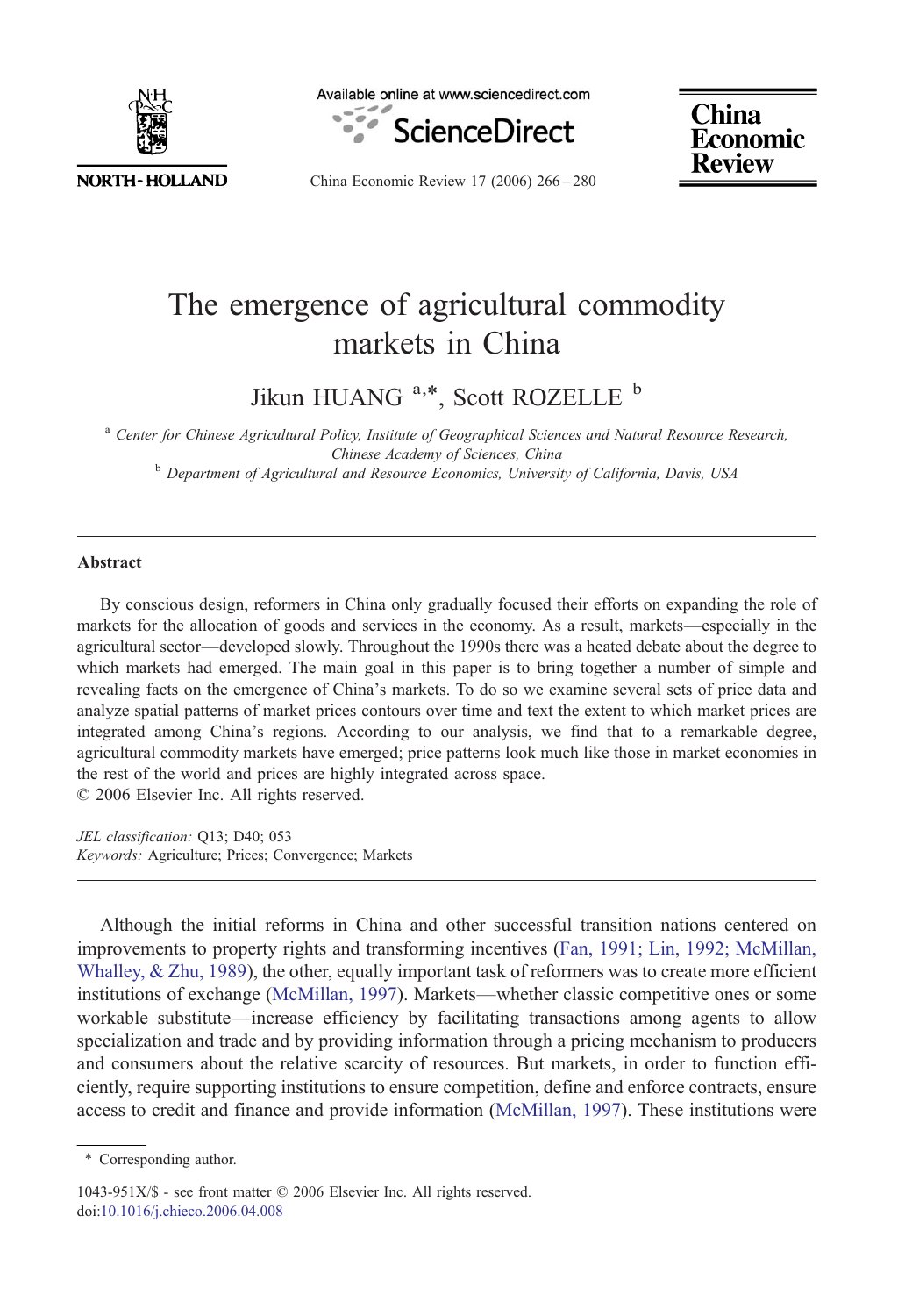# The emergence of agricultural commodity markets in China

Jikun HUANG [a,*], Scott ROZELLE [b]

[a] *Center for Chinese Agricultural Policy, Institute of Geographical Sciences and Natural Resource Research, Chinese Academy of Sciences, China*

[b] *Department of Agricultural and Resource Economics, University of California, Davis, USA*

---

## Abstract

By conscious design, reformers in China only gradually focused their efforts on expanding the role of markets for the allocation of goods and services in the economy. As a result, markets—especially in the agricultural sector—developed slowly. Throughout the 1990s there was a heated debate about the degree to which markets had emerged. The main goal in this paper is to bring together a number of simple and revealing facts on the emergence of China's markets. To do so we examine several sets of price data and analyze spatial patterns of market prices contours over time and text the extent to which market prices are integrated among China's regions. According to our analysis, we find that to a remarkable degree, agricultural commodity markets have emerged; price patterns look much like those in market economies in the rest of the world and prices are highly integrated across space.

© 2006 Elsevier Inc. All rights reserved.

*JEL classification:* Q13; D40; 053

*Keywords:* Agriculture; Prices; Convergence; Markets

---

Although the initial reforms in China and other successful transition nations centered on improvements to property rights and transforming incentives (Fan, 1991; Lin, 1992; McMillan, Whalley, & Zhu, 1989), the other, equally important task of reformers was to create more efficient institutions of exchange (McMillan, 1997). Markets—whether classic competitive ones or some workable substitute—increase efficiency by facilitating transactions among agents to allow specialization and trade and by providing information through a pricing mechanism to producers and consumers about the relative scarcity of resources. But markets, in order to function efficiently, require supporting institutions to ensure competition, define and enforce contracts, ensure access to credit and finance and provide information (McMillan, 1997). These institutions were

---

\* Corresponding author.

1043-951X/$ - see front matter © 2006 Elsevier Inc. All rights reserved.
doi:10.1016/j.chieco.2006.04.008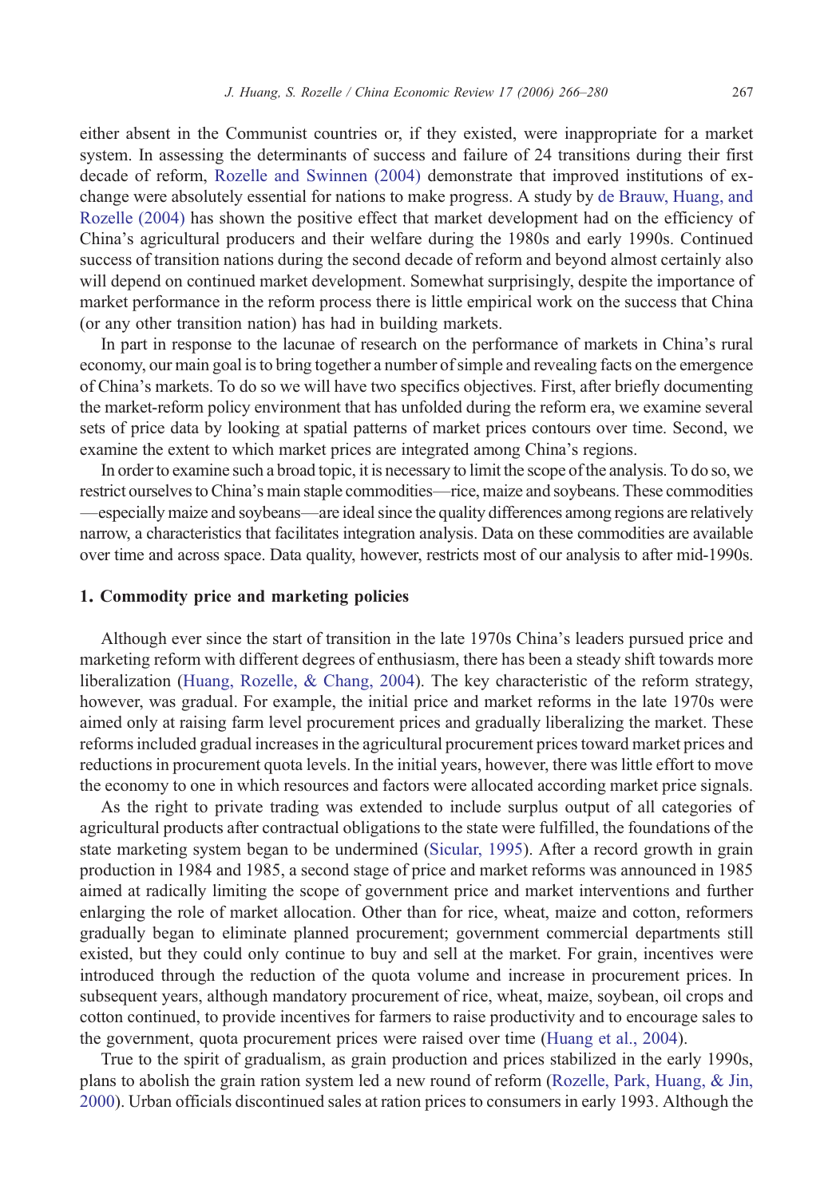either absent in the Communist countries or, if they existed, were inappropriate for a market system. In assessing the determinants of success and failure of 24 transitions during their first decade of reform, Rozelle and Swinnen (2004) demonstrate that improved institutions of exchange were absolutely essential for nations to make progress. A study by de Brauw, Huang, and Rozelle (2004) has shown the positive effect that market development had on the efficiency of China's agricultural producers and their welfare during the 1980s and early 1990s. Continued success of transition nations during the second decade of reform and beyond almost certainly also will depend on continued market development. Somewhat surprisingly, despite the importance of market performance in the reform process there is little empirical work on the success that China (or any other transition nation) has had in building markets.

In part in response to the lacunae of research on the performance of markets in China's rural economy, our main goal is to bring together a number of simple and revealing facts on the emergence of China's markets. To do so we will have two specifics objectives. First, after briefly documenting the market-reform policy environment that has unfolded during the reform era, we examine several sets of price data by looking at spatial patterns of market prices contours over time. Second, we examine the extent to which market prices are integrated among China's regions.

In order to examine such a broad topic, it is necessary to limit the scope of the analysis. To do so, we restrict ourselves to China's main staple commodities—rice, maize and soybeans. These commodities—especially maize and soybeans—are ideal since the quality differences among regions are relatively narrow, a characteristics that facilitates integration analysis. Data on these commodities are available over time and across space. Data quality, however, restricts most of our analysis to after mid-1990s.

## 1. Commodity price and marketing policies

Although ever since the start of transition in the late 1970s China's leaders pursued price and marketing reform with different degrees of enthusiasm, there has been a steady shift towards more liberalization (Huang, Rozelle, & Chang, 2004). The key characteristic of the reform strategy, however, was gradual. For example, the initial price and market reforms in the late 1970s were aimed only at raising farm level procurement prices and gradually liberalizing the market. These reforms included gradual increases in the agricultural procurement prices toward market prices and reductions in procurement quota levels. In the initial years, however, there was little effort to move the economy to one in which resources and factors were allocated according market price signals.

As the right to private trading was extended to include surplus output of all categories of agricultural products after contractual obligations to the state were fulfilled, the foundations of the state marketing system began to be undermined (Sicular, 1995). After a record growth in grain production in 1984 and 1985, a second stage of price and market reforms was announced in 1985 aimed at radically limiting the scope of government price and market interventions and further enlarging the role of market allocation. Other than for rice, wheat, maize and cotton, reformers gradually began to eliminate planned procurement; government commercial departments still existed, but they could only continue to buy and sell at the market. For grain, incentives were introduced through the reduction of the quota volume and increase in procurement prices. In subsequent years, although mandatory procurement of rice, wheat, maize, soybean, oil crops and cotton continued, to provide incentives for farmers to raise productivity and to encourage sales to the government, quota procurement prices were raised over time (Huang et al., 2004).

True to the spirit of gradualism, as grain production and prices stabilized in the early 1990s, plans to abolish the grain ration system led a new round of reform (Rozelle, Park, Huang, & Jin, 2000). Urban officials discontinued sales at ration prices to consumers in early 1993. Although the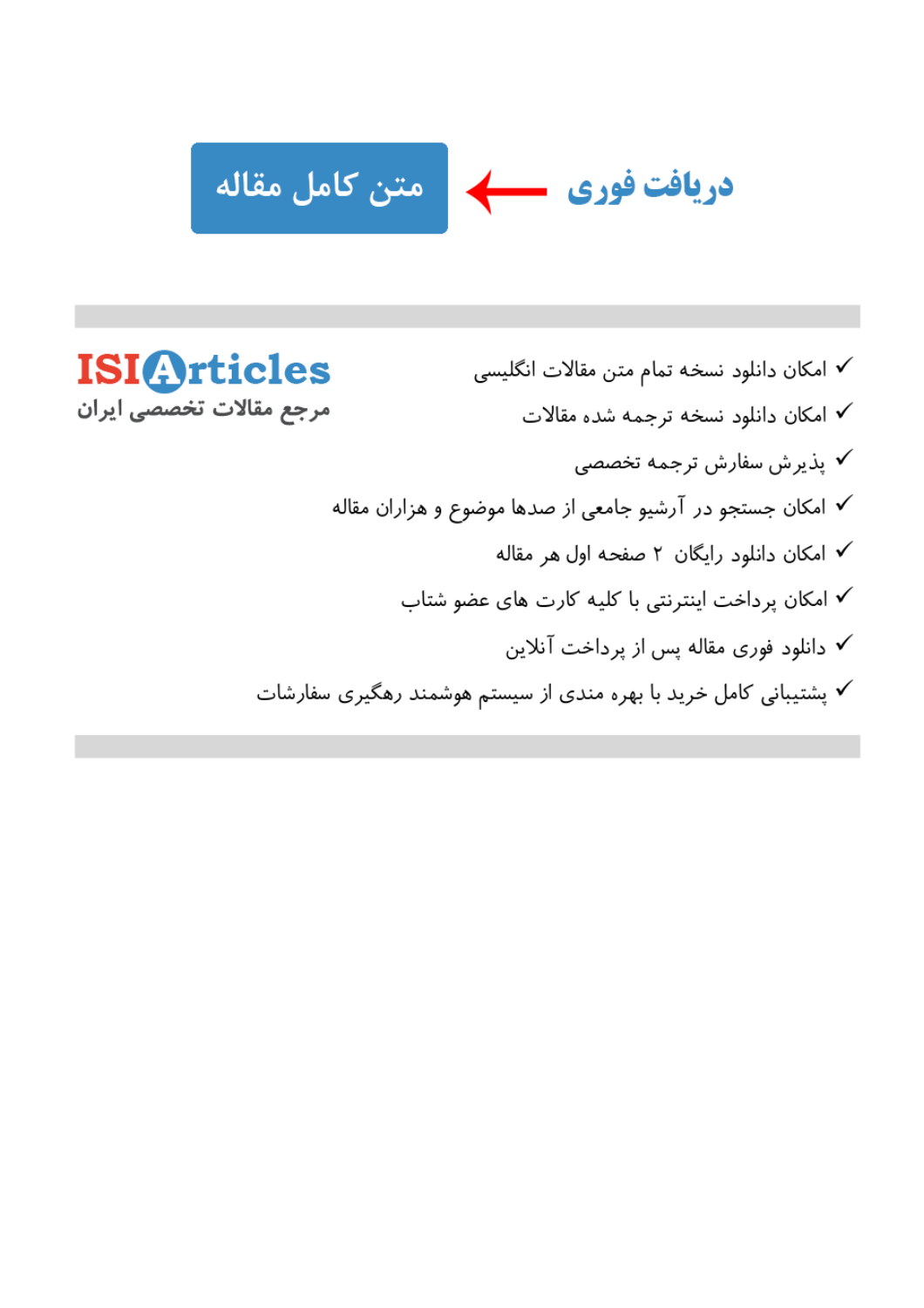دریافت فوری ← متن کامل مقاله

**ISIArticles**
مرجع مقالات تخصصی ایران

- ✓ امکان دانلود نسخه تمام متن مقالات انگلیسی
- ✓ امکان دانلود نسخه ترجمه شده مقالات
- ✓ پذیرش سفارش ترجمه تخصصی
- ✓ امکان جستجو در آرشیو جامعی از صدها موضوع و هزاران مقاله
- ✓ امکان دانلود رایگان ۲ صفحه اول هر مقاله
- ✓ امکان پرداخت اینترنتی با کلیه کارت های عضو شتاب
- ✓ دانلود فوری مقاله پس از پرداخت آنلاین
- ✓ پشتیبانی کامل خرید با بهره مندی از سیستم هوشمند رهگیری سفارشات